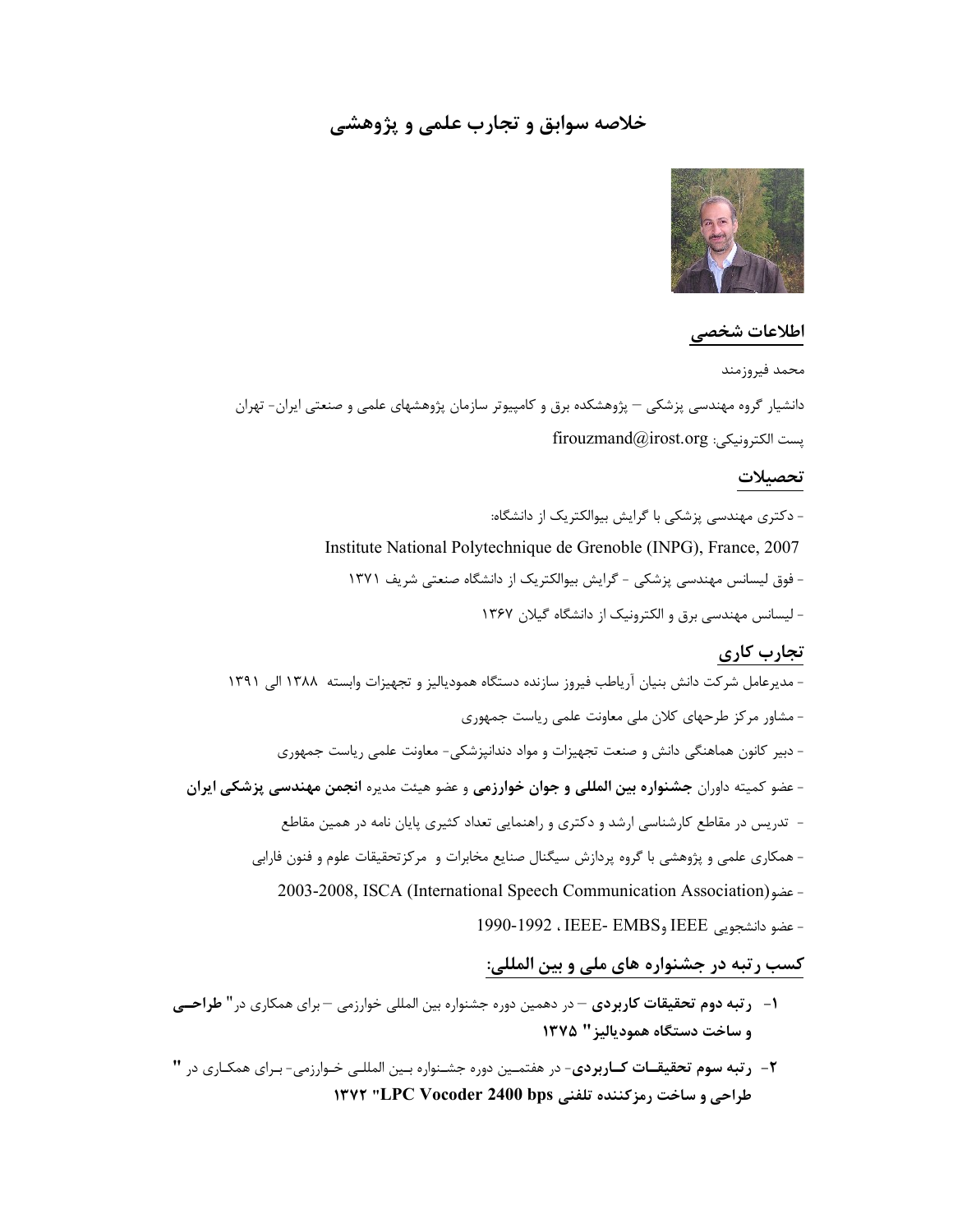# خلاصه سوابق و تجارب علمی و پژوهشی

## اطلاعات شخصی

محمد فیروزمند

دانشیار گروه مهندسی پزشکی – پژوهشکده برق و کامپیوتر سازمان پژوهشهای علمی و صنعتی ایران- تهران

پست الکترونیکی: firouzmand@irost.org

## تحصیلات

- دکتری مهندسی پزشکی با گرایش بیوالکتریک از دانشگاه:

Institute National Polytechnique de Grenoble (INPG), France, 2007

- فوق لیسانس مهندسی پزشکی - گرایش بیوالکتریک از دانشگاه صنعتی شریف ۱۳۷۱
- لیسانس مهندسی برق و الکترونیک از دانشگاه گیلان ۱۳۶۷

## تجارب کاری

- مدیرعامل شرکت دانش بنیان آریاطب فیروز سازنده دستگاه همودیالیز و تجهیزات وابسته ۱۳۸۸ الی ۱۳۹۱
- مشاور مرکز طرحهای کلان ملی معاونت علمی ریاست جمهوری
- دبیر کانون هماهنگی دانش و صنعت تجهیزات و مواد دندانپزشکی- معاونت علمی ریاست جمهوری
- عضو کمیته داوران **جشنواره بین المللی و جوان خوارزمی** و عضو هیئت مدیره **انجمن مهندسی پزشکی ایران**
- تدریس در مقاطع کارشناسی ارشد و دکتری و راهنمایی تعداد کثیری پایان نامه در همین مقاطع
- همکاری علمی و پژوهشی با گروه پردازش سیگنال صنایع مخابرات و مرکزتحقیقات علوم و فنون فارابی
- عضو(ISCA (International Speech Communication Association, 2003-2008
- عضو دانشجویی IEEE وIEEE- EMBS ، 1992-1990

## کسب رتبه در جشنواره های ملی و بین المللی:

۱- **رتبه دوم تحقیقات کاربردی** – در دهمین دوره جشنواره بین المللی خوارزمی – برای همکاری در" **طراحی و ساخت دستگاه همودیالیز" ۱۳۷۵**

۲- **رتبه سوم تحقیقات کاربردی**- در هفتمین دوره جشنواره بین المللی خوارزمی- برای همکاری در **" طراحی و ساخت رمزکننده تلفنی LPC Vocoder 2400 bps" ۱۳۷۲**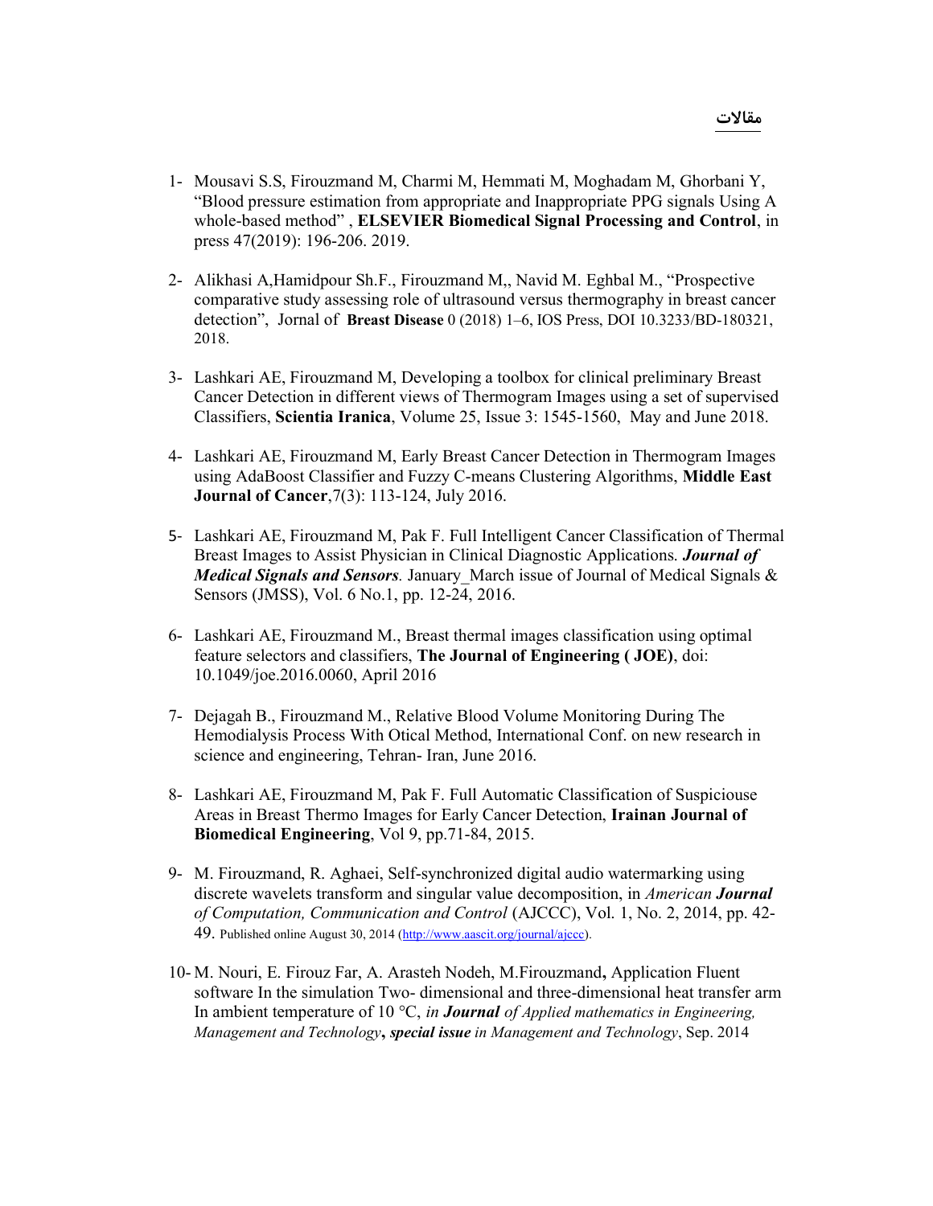## مقالات

1- Mousavi S.S, Firouzmand M, Charmi M, Hemmati M, Moghadam M, Ghorbani Y, "Blood pressure estimation from appropriate and Inappropriate PPG signals Using A whole-based method" , **ELSEVIER Biomedical Signal Processing and Control**, in press 47(2019): 196-206. 2019.

2- Alikhasi A,Hamidpour Sh.F., Firouzmand M,, Navid M. Eghbal M., "Prospective comparative study assessing role of ultrasound versus thermography in breast cancer detection", Jornal of **Breast Disease** 0 (2018) 1–6, IOS Press, DOI 10.3233/BD-180321, 2018.

3- Lashkari AE, Firouzmand M, Developing a toolbox for clinical preliminary Breast Cancer Detection in different views of Thermogram Images using a set of supervised Classifiers, **Scientia Iranica**, Volume 25, Issue 3: 1545-1560, May and June 2018.

4- Lashkari AE, Firouzmand M, Early Breast Cancer Detection in Thermogram Images using AdaBoost Classifier and Fuzzy C-means Clustering Algorithms, **Middle East Journal of Cancer**,7(3): 113-124, July 2016.

5- Lashkari AE, Firouzmand M, Pak F. Full Intelligent Cancer Classification of Thermal Breast Images to Assist Physician in Clinical Diagnostic Applications. ***Journal of Medical Signals and Sensors.*** January_March issue of Journal of Medical Signals & Sensors (JMSS), Vol. 6 No.1, pp. 12-24, 2016.

6- Lashkari AE, Firouzmand M., Breast thermal images classification using optimal feature selectors and classifiers, **The Journal of Engineering ( JOE)**, doi: 10.1049/joe.2016.0060, April 2016

7- Dejagah B., Firouzmand M., Relative Blood Volume Monitoring During The Hemodialysis Process With Otical Method, International Conf. on new research in science and engineering, Tehran- Iran, June 2016.

8- Lashkari AE, Firouzmand M, Pak F. Full Automatic Classification of Suspiciouse Areas in Breast Thermo Images for Early Cancer Detection, **Irainan Journal of Biomedical Engineering**, Vol 9, pp.71-84, 2015.

9- M. Firouzmand, R. Aghaei, Self-synchronized digital audio watermarking using discrete wavelets transform and singular value decomposition, in *American* ***Journal*** *of Computation, Communication and Control* (AJCCC), Vol. 1, No. 2, 2014, pp. 42-49. Published online August 30, 2014 (http://www.aascit.org/journal/ajccc).

10- M. Nouri, E. Firouz Far, A. Arasteh Nodeh, M.Firouzmand**,** Application Fluent software In the simulation Two- dimensional and three-dimensional heat transfer arm In ambient temperature of 10 °C, *in* ***Journal*** *of Applied mathematics in Engineering, Management and Technology***,** ***special issue*** *in Management and Technology*, Sep. 2014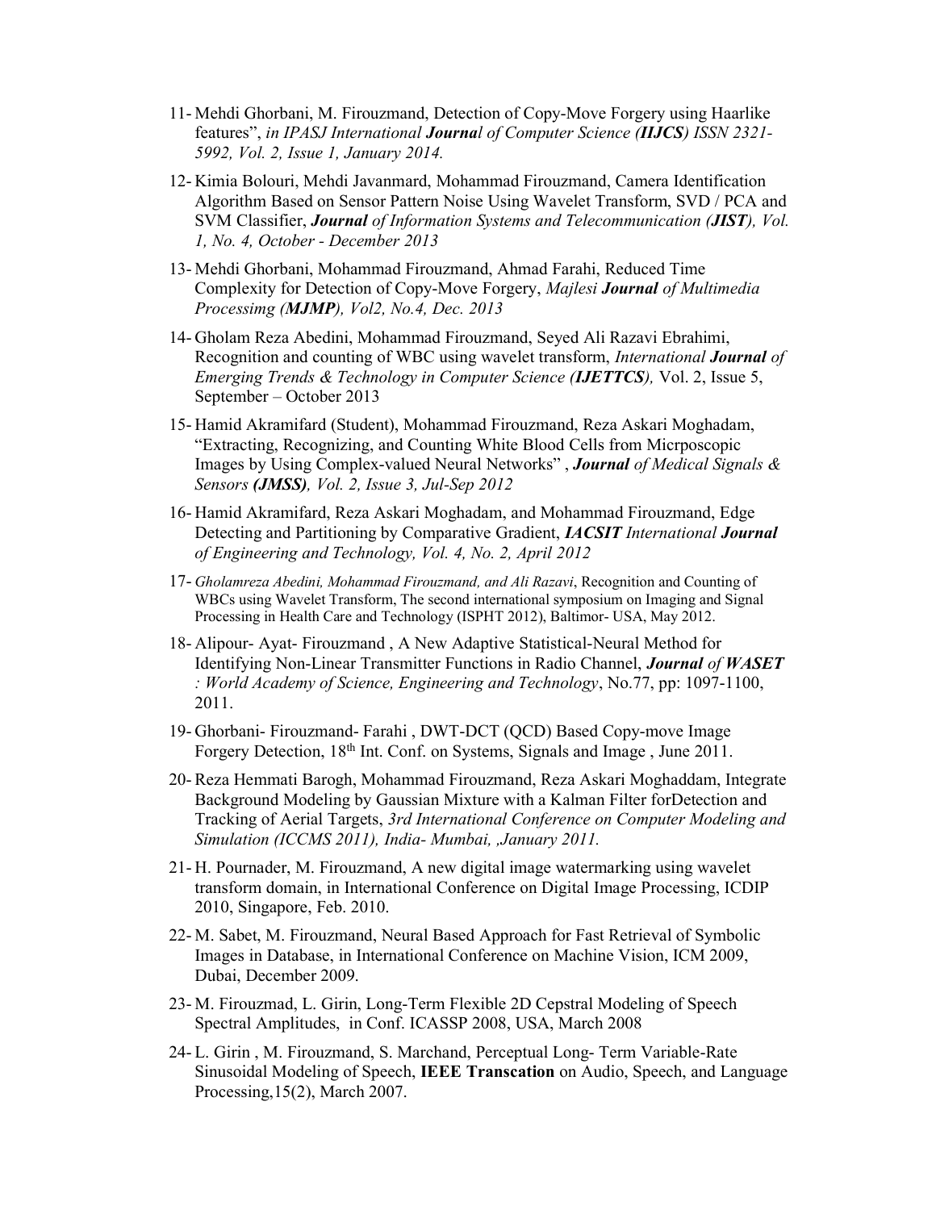11- Mehdi Ghorbani, M. Firouzmand, Detection of Copy-Move Forgery using Haarlike features", *in IPASJ International* ***Journa****l of Computer Science (****IIJCS****) ISSN 2321-5992, Vol. 2, Issue 1, January 2014.*

12- Kimia Bolouri, Mehdi Javanmard, Mohammad Firouzmand, Camera Identification Algorithm Based on Sensor Pattern Noise Using Wavelet Transform, SVD / PCA and SVM Classifier, ***Journal*** *of Information Systems and Telecommunication (****JIST****), Vol. 1, No. 4, October - December 2013*

13- Mehdi Ghorbani, Mohammad Firouzmand, Ahmad Farahi, Reduced Time Complexity for Detection of Copy-Move Forgery, *Majlesi* ***Journal*** *of Multimedia Processimg (****MJMP****), Vol2, No.4, Dec. 2013*

14- Gholam Reza Abedini, Mohammad Firouzmand, Seyed Ali Razavi Ebrahimi, Recognition and counting of WBC using wavelet transform, *International* ***Journal*** *of Emerging Trends & Technology in Computer Science (****IJETTCS****),* Vol. 2, Issue 5, September – October 2013

15- Hamid Akramifard (Student), Mohammad Firouzmand, Reza Askari Moghadam, "Extracting, Recognizing, and Counting White Blood Cells from Micrposcopic Images by Using Complex-valued Neural Networks" , ***Journal*** *of Medical Signals & Sensors* ***(JMSS)****, Vol. 2, Issue 3, Jul-Sep 2012*

16- Hamid Akramifard, Reza Askari Moghadam, and Mohammad Firouzmand, Edge Detecting and Partitioning by Comparative Gradient, ***IACSIT*** *International* ***Journal*** *of Engineering and Technology, Vol. 4, No. 2, April 2012*

17- *Gholamreza Abedini, Mohammad Firouzmand, and Ali Razavi*, Recognition and Counting of WBCs using Wavelet Transform, The second international symposium on Imaging and Signal Processing in Health Care and Technology (ISPHT 2012), Baltimor- USA, May 2012.

18- Alipour- Ayat- Firouzmand , A New Adaptive Statistical-Neural Method for Identifying Non-Linear Transmitter Functions in Radio Channel, ***Journal*** *of* ***WASET*** *: World Academy of Science, Engineering and Technology*, No.77, pp: 1097-1100, 2011.

19- Ghorbani- Firouzmand- Farahi , DWT-DCT (QCD) Based Copy-move Image Forgery Detection, 18th Int. Conf. on Systems, Signals and Image , June 2011.

20- Reza Hemmati Barogh, Mohammad Firouzmand, Reza Askari Moghaddam, Integrate Background Modeling by Gaussian Mixture with a Kalman Filter forDetection and Tracking of Aerial Targets, *3rd International Conference on Computer Modeling and Simulation (ICCMS 2011), India- Mumbai, ,January 2011.*

21- H. Pournader, M. Firouzmand, A new digital image watermarking using wavelet transform domain, in International Conference on Digital Image Processing, ICDIP 2010, Singapore, Feb. 2010.

22- M. Sabet, M. Firouzmand, Neural Based Approach for Fast Retrieval of Symbolic Images in Database, in International Conference on Machine Vision, ICM 2009, Dubai, December 2009.

23- M. Firouzmad, L. Girin, Long-Term Flexible 2D Cepstral Modeling of Speech Spectral Amplitudes, in Conf. ICASSP 2008, USA, March 2008

24- L. Girin , M. Firouzmand, S. Marchand, Perceptual Long- Term Variable-Rate Sinusoidal Modeling of Speech, **IEEE Transcation** on Audio, Speech, and Language Processing,15(2), March 2007.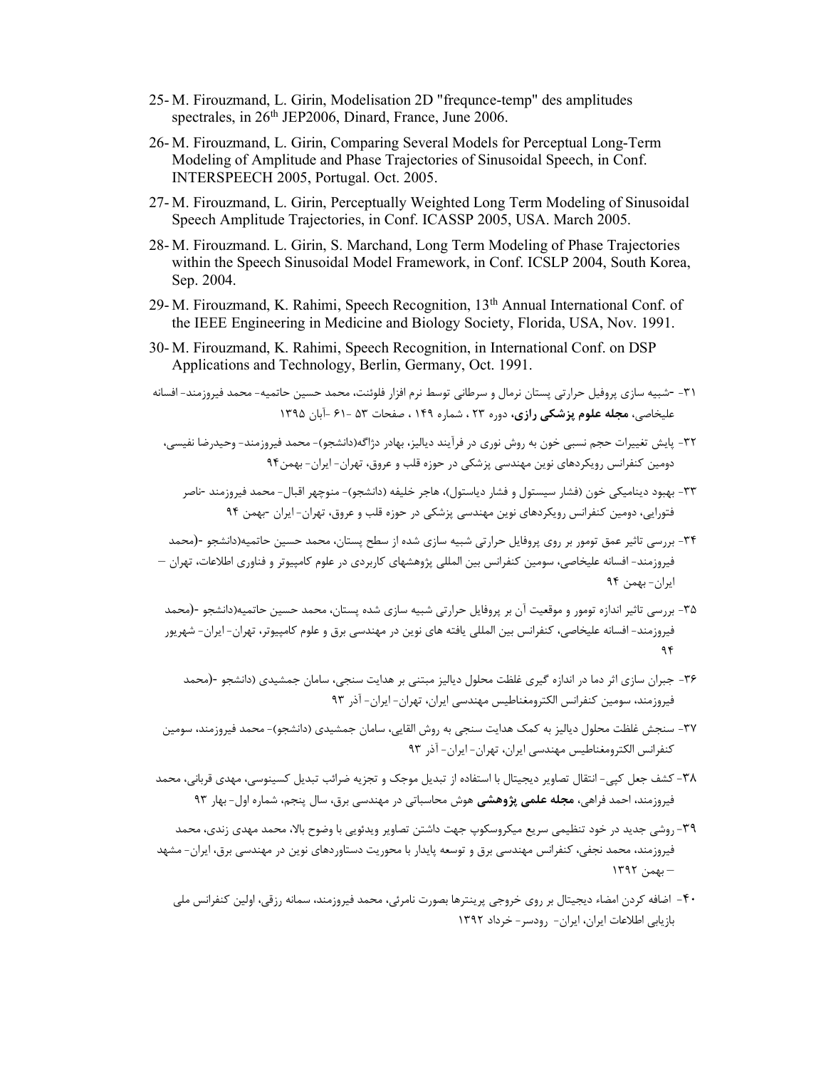25- M. Firouzmand, L. Girin, Modelisation 2D "frequnce-temp" des amplitudes spectrales, in 26th JEP2006, Dinard, France, June 2006.

26- M. Firouzmand, L. Girin, Comparing Several Models for Perceptual Long-Term Modeling of Amplitude and Phase Trajectories of Sinusoidal Speech, in Conf. INTERSPEECH 2005, Portugal. Oct. 2005.

27- M. Firouzmand, L. Girin, Perceptually Weighted Long Term Modeling of Sinusoidal Speech Amplitude Trajectories, in Conf. ICASSP 2005, USA. March 2005.

28- M. Firouzmand. L. Girin, S. Marchand, Long Term Modeling of Phase Trajectories within the Speech Sinusoidal Model Framework, in Conf. ICSLP 2004, South Korea, Sep. 2004.

29- M. Firouzmand, K. Rahimi, Speech Recognition, 13th Annual International Conf. of the IEEE Engineering in Medicine and Biology Society, Florida, USA, Nov. 1991.

30- M. Firouzmand, K. Rahimi, Speech Recognition, in International Conf. on DSP Applications and Technology, Berlin, Germany, Oct. 1991.

۳۱- -شبیه سازی پروفیل حرارتی پستان نرمال و سرطانی توسط نرم افزار فلوئنت، محمد حسین حاتمیه- محمد فیروزمند- افسانه علیخاصی، **مجله علوم پزشکی رازی**، دوره ۲۳ ، شماره ۱۴۹ ، صفحات ۵۳ -۶۱ -آبان ۱۳۹۵

۳۲- پایش تغییرات حجم نسبی خون به روش نوری در فرآیند دیالیز، بهادر دژاگه(دانشجو)- محمد فیروزمند- وحیدرضا نفیسی، دومین کنفرانس رویکردهای نوین مهندسی پزشکی در حوزه قلب و عروق، تهران- ایران- بهمن۹۴

۳۳- بهبود دینامیکی خون (فشار سیستول و فشار دیاستول)، هاجر خلیفه (دانشجو)- منوچهر اقبال- محمد فیروزمند -ناصر فتورایی، دومین کنفرانس رویکردهای نوین مهندسی پزشکی در حوزه قلب و عروق، تهران- ایران -بهمن ۹۴

۳۴- بررسی تاثیر عمق تومور بر روی پروفایل حرارتی شبیه سازی شده از سطح پستان، محمد حسین حاتمیه(دانشجو -(محمد فیروزمند- افسانه علیخاصی، سومین کنفرانس بین المللی پژوهشهای کاربردی در علوم کامپیوتر و فناوری اطلاعات، تهران – ایران- بهمن ۹۴

۳۵- بررسی تاثیر اندازه تومور و موقعیت آن بر پروفایل حرارتی شبیه سازی شده پستان، محمد حسین حاتمیه(دانشجو -(محمد فیروزمند- افسانه علیخاصی، کنفرانس بین المللی یافته های نوین در مهندسی برق و علوم کامپیوتر، تهران- ایران- شهریور ۹۴

۳۶- جبران سازی اثر دما در اندازه گیری غلظت محلول دیالیز مبتنی بر هدایت سنجی، سامان جمشیدی (دانشجو -(محمد فیروزمند، سومین کنفرانس الکترومغناطیس مهندسی ایران، تهران- ایران- آذر ۹۳

۳۷- سنجش غلظت محلول دیالیز به کمک هدایت سنجی به روش القایی، سامان جمشیدی (دانشجو)- محمد فیروزمند، سومین کنفرانس الکترومغناطیس مهندسی ایران، تهران- ایران- آذر ۹۳

۳۸- کشف جعل کپی- انتقال تصاویر دیجیتال با استفاده از تبدیل موجک و تجزیه ضرائب تبدیل کسینوسی، مهدی قربانی، محمد فیروزمند، احمد فراهی، **مجله علمی پژوهشی** هوش محاسباتی در مهندسی برق، سال پنجم، شماره اول- بهار ۹۳

۳۹- روشی جدید در خود تنظیمی سریع میکروسکوپ جهت داشتن تصاویر ویدئویی با وضوح بالا، محمد مهدی زندی، محمد فیروزمند، محمد نجفی، کنفرانس مهندسی برق و توسعه پایدار با محوریت دستاوردهای نوین در مهندسی برق، ایران- مشهد – بهمن ۱۳۹۲

۴۰- اضافه کردن امضاء دیجیتال بر روی خروجی پرینترها بصورت نامرئی، محمد فیروزمند، سمانه رزقی، اولین کنفرانس ملی بازیابی اطلاعات ایران، ایران- رودسر- خرداد ۱۳۹۲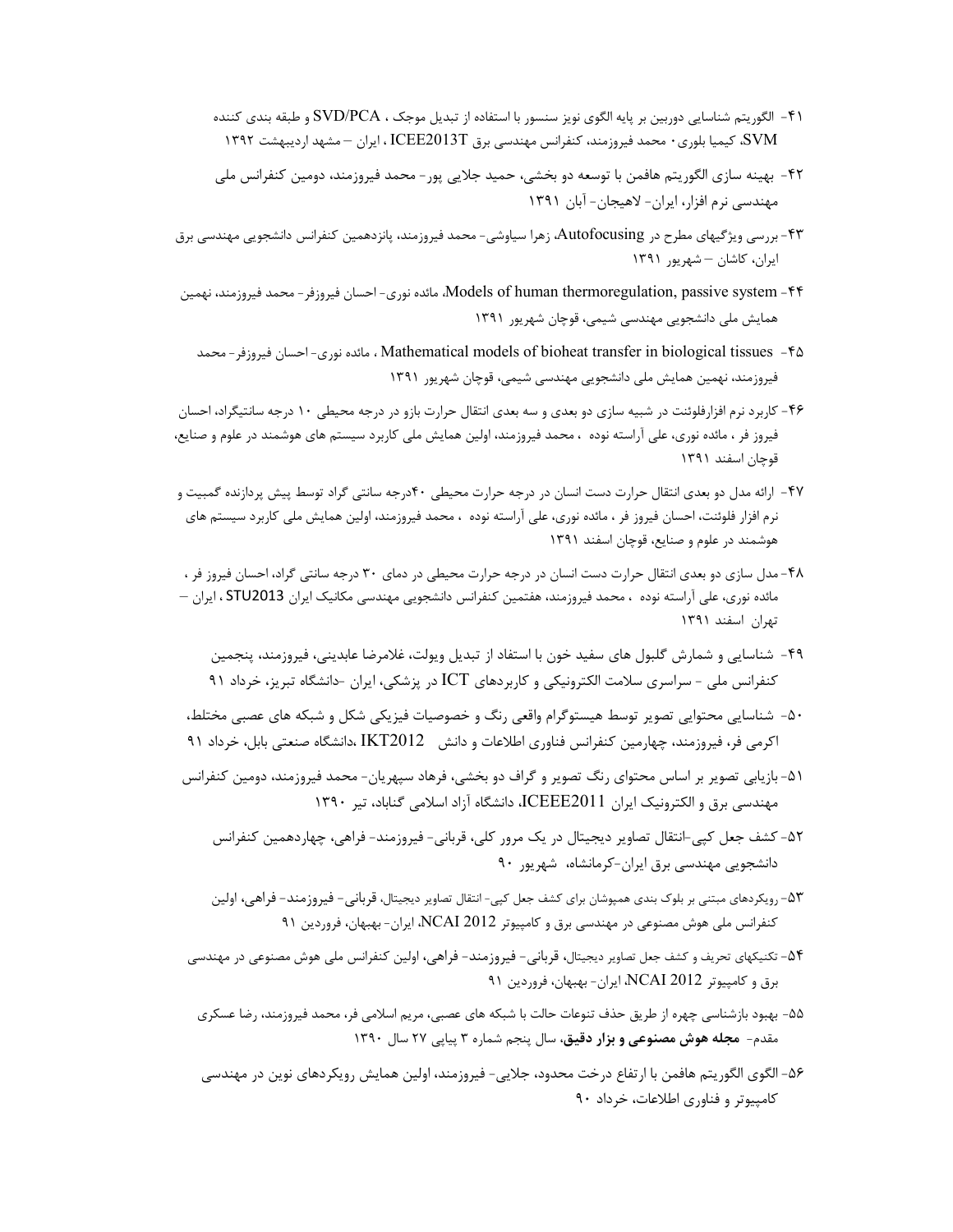۴۱- الگوریتم شناسایی دوربین بر پایه الگوی نویز سنسور با استفاده از تبدیل موجک ، SVD/PCA و طبقه بندی کننده SVM، کیمیا بلوری٠ محمد فیروزمند، کنفرانس مهندسی برق ICEE2013T ، ایران – مشهد اردیبهشت ۱۳۹۲

۴۲- بهینه سازی الگوریتم هافمن با توسعه دو بخشی، حمید جلایی پور- محمد فیروزمند، دومین کنفرانس ملی مهندسی نرم افزار، ایران- لاهیجان- آبان ۱۳۹۱

۴۳- بررسی ویژگیهای مطرح در Autofocusing، زهرا سیاوشی- محمد فیروزمند، پانزدهمین کنفرانس دانشجویی مهندسی برق ایران، کاشان – شهریور ۱۳۹۱

۴۴- Models of human thermoregulation, passive system، مائده نوری- احسان فیروزفر- محمد فیروزمند، نهمین همایش ملی دانشجویی مهندسی شیمی، قوچان شهریور ۱۳۹۱

۴۵- Mathematical models of bioheat transfer in biological tissues ، مائده نوری- احسان فیروزفر- محمد فیروزمند، نهمین همایش ملی دانشجویی مهندسی شیمی، قوچان شهریور ۱۳۹۱

۴۶- کاربرد نرم افزارفلوئنت در شبیه سازی دو بعدی و سه بعدی انتقال حرارت بازو در درجه محیطی ۱۰ درجه سانتیگراد، احسان فیروز فر ، مائده نوری، علی آراسته نوده ، محمد فیروزمند، اولین همایش ملی کاربرد سیستم های هوشمند در علوم و صنایع، قوچان اسفند ۱۳۹۱

۴۷- ارائه مدل دو بعدی انتقال حرارت دست انسان در درجه حرارت محیطی ۴۰درجه سانتی گراد توسط پیش پردازنده گمبیت و نرم افزار فلوئنت، احسان فیروز فر ، مائده نوری، علی آراسته نوده ، محمد فیروزمند، اولین همایش ملی کاربرد سیستم های هوشمند در علوم و صنایع، قوچان اسفند ۱۳۹۱

۴۸- مدل سازی دو بعدی انتقال حرارت دست انسان در درجه حرارت محیطی در دمای ۳۰ درجه سانتی گراد، احسان فیروز فر ، مائده نوری، علی آراسته نوده ، محمد فیروزمند، هفتمین کنفرانس دانشجویی مهندسی مکانیک ایران STU2013 ، ایران – تهران اسفند ۱۳۹۱

۴۹- شناسایی و شمارش گلبول های سفید خون با استفاد از تبدیل ویولت، غلامرضا عابدینی، فیروزمند، پنجمین کنفرانس ملی - سراسری سلامت الکترونیکی و کاربردهای ICT در پزشکی، ایران -دانشگاه تبریز، خرداد ۹۱

۵۰- شناسایی محتوایی تصویر توسط هیستوگرام واقعی رنگ و خصوصیات فیزیکی شکل و شبکه های عصبی مختلط، اکرمی فر، فیروزمند، چهارمین کنفرانس فناوری اطلاعات و دانش IKT2012 ،دانشگاه صنعتی بابل، خرداد ۹۱

۵۱- بازیابی تصویر بر اساس محتوای رنگ تصویر و گراف دو بخشی، فرهاد سپهریان- محمد فیروزمند، دومین کنفرانس مهندسی برق و الکترونیک ایران ICEEE2011، دانشگاه آزاد اسلامی گناباد، تیر ۱۳۹۰

۵۲- کشف جعل کپی-انتقال تصاویر دیجیتال در یک مرور کلی، قربانی- فیروزمند- فراهی، چهاردهمین کنفرانس دانشجویی مهندسی برق ایران-کرمانشاه، شهریور ۹۰

۵۳- رویکردهای مبتنی بر بلوک بندی همپوشان برای کشف جعل کپی- انتقال تصاویر دیجیتال، قربانی- فیروزمند- فراهی، اولین کنفرانس ملی هوش مصنوعی در مهندسی برق و کامپیوتر NCAI 2012، ایران- بهبهان، فروردین ۹۱

۵۴- تکنیکهای تحریف و کشف جعل تصاویر دیجیتال، قربانی- فیروزمند- فراهی، اولین کنفرانس ملی هوش مصنوعی در مهندسی برق و کامپیوتر NCAI 2012، ایران- بهبهان، فروردین ۹۱

۵۵- بهبود بازشناسی چهره از طریق حذف تنوعات حالت با شبکه های عصبی، مریم اسلامی فر، محمد فیروزمند، رضا عسکری مقدم- **مجله هوش مصنوعی و بزار دقیق**، سال پنجم شماره ۳ پیاپی ۲۷ سال ۱۳۹۰

۵۶- الگوی الگوریتم هافمن با ارتفاع درخت محدود، جلایی- فیروزمند، اولین همایش رویکردهای نوین در مهندسی کامپیوتر و فناوری اطلاعات، خرداد ۹۰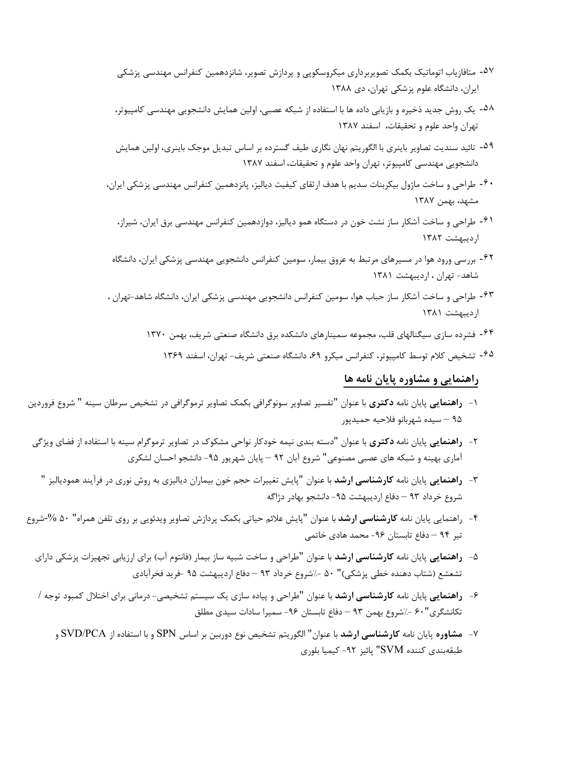۵۷- متافازیاب اتوماتیک بکمک تصویربرداری میکروسکوپی و پردازش تصویر، شانزدهمین کنفرانس مهندسی پزشکی ایران، دانشگاه علوم پزشکی تهران، دی ۱۳۸۸

۵۸- یک روش جدید ذخیره و بازیابی داده ها با استفاده از شبکه عصبی، اولین همایش دانشجویی مهندسی کامپیوتر، تهران واحد علوم و تحقیقات، اسفند ۱۳۸۷

۵۹- تائید سندیت تصاویر باینری با الگوریتم نهان نگاری طیف گسترده بر اساس تبدیل موجک باینری، اولین همایش دانشجویی مهندسی کامپیوتر، تهران واحد علوم و تحقیقات، اسفند ۱۳۸۷

۶۰- طراحی و ساخت ماژول بیکربنات سدیم با هدف ارتقای کیفیت دیالیز، پانزدهمین کنفرانس مهندسی پزشکی ایران، مشهد، بهمن ۱۳۸۷

۶۱- طراحی و ساخت آشکار ساز نشت خون در دستگاه همو دیالیز، دوازدهمین کنفرانس مهندسی برق ایران، شیراز، اردیبهشت ۱۳۸۲

۶۲- بررسی ورود هوا در مسیرهای مرتبط به عروق بیمار، سومین کنفرانس دانشجویی مهندسی پزشکی ایران، دانشگاه شاهد- تهران ، اردیبهشت ۱۳۸۱

۶۳- طراحی و ساخت آشکار ساز حباب هوا، سومین کنفرانس دانشجویی مهندسی پزشکی ایران، دانشگاه شاهد-تهران ، اردیبهشت ۱۳۸۱

۶۴- فشرده سازی سیگنالهای قلب، مجموعه سمینارهای دانشکده برق دانشگاه صنعتی شریف، بهمن ۱۳۷۰

۶۵- تشخیص کلام توسط کامپیوتر، کنفرانس میکرو ۶۹، دانشگاه صنعتی شریف- تهران، اسفند ۱۳۶۹

## راهنمایی و مشاوره پایان نامه ها

۱- **راهنمایی** پایان نامه **دکتری** با عنوان "تفسیر تصاویر سونوگرافی بکمک تصاویر ترموگرافی در تشخیص سرطان سینه " شروع فروردین ۹۵ – سیده شهربانو فلاحیه حمیدپور

۲- **راهنمایی** پایان نامه **دکتری** با عنوان "دسته بندی نیمه خودکار نواحی مشکوک در تصاویر ترموگرام سینه با استفاده از فضای ویژگی آماری بهینه و شبکه های عصبی مصنوعی" شروع آبان ۹۲ – پایان شهریور ۹۵- دانشجو احسان لشکری

۳- **راهنمایی** پایان نامه **کارشناسی ارشد** با عنوان "پایش تغییرات حجم خون بیماران دیالیزی به روش نوری در فرآیند همودیالیز " شروع خرداد ۹۳ – دفاع اردیبهشت ۹۵- دانشجو بهادر دژاگه

۴- راهنمایی پایان نامه **کارشناسی ارشد** با عنوان "پایش علائم حیاتی بکمک پردازش تصاویر ویدئویی بر روی تلفن همراه" ۵۰ %-شروع تیر ۹۴ – دفاع تابستان ۹۶- محمد هادی خاتمی

۵- **راهنمایی** پایان نامه **کارشناسی ارشد** با عنوان "طراحی و ساخت شبیه ساز بیمار (فانتوم آب) برای ارزیابی تجهیزات پزشکی دارای تشعشع (شتاب دهنده خطی پزشکی)" ۵۰ -٪شروع خرداد ۹۳ – دفاع اردیبهشت ۹۵ -فرید فخرآبادی

۶- **راهنمایی** پایان نامه **کارشناسی ارشد** با عنوان "طراحی و پیاده سازی یک سیستم تشخیصی- درمانی برای اختلال کمبود توجه / تکانشگری"۶۰ -٪شروع بهمن ۹۳ – دفاع تابستان ۹۶- سمیرا سادات سیدی مطلق

۷- **مشاوره** پایان نامه **کارشناسی ارشد** با عنوان" الگوریتم تشخیص نوع دوربین بر اساس SPN و با استفاده از SVD/PCA و طبقه‌بندی کننده SVM" پائیز ۹۲- کیمیا بلوری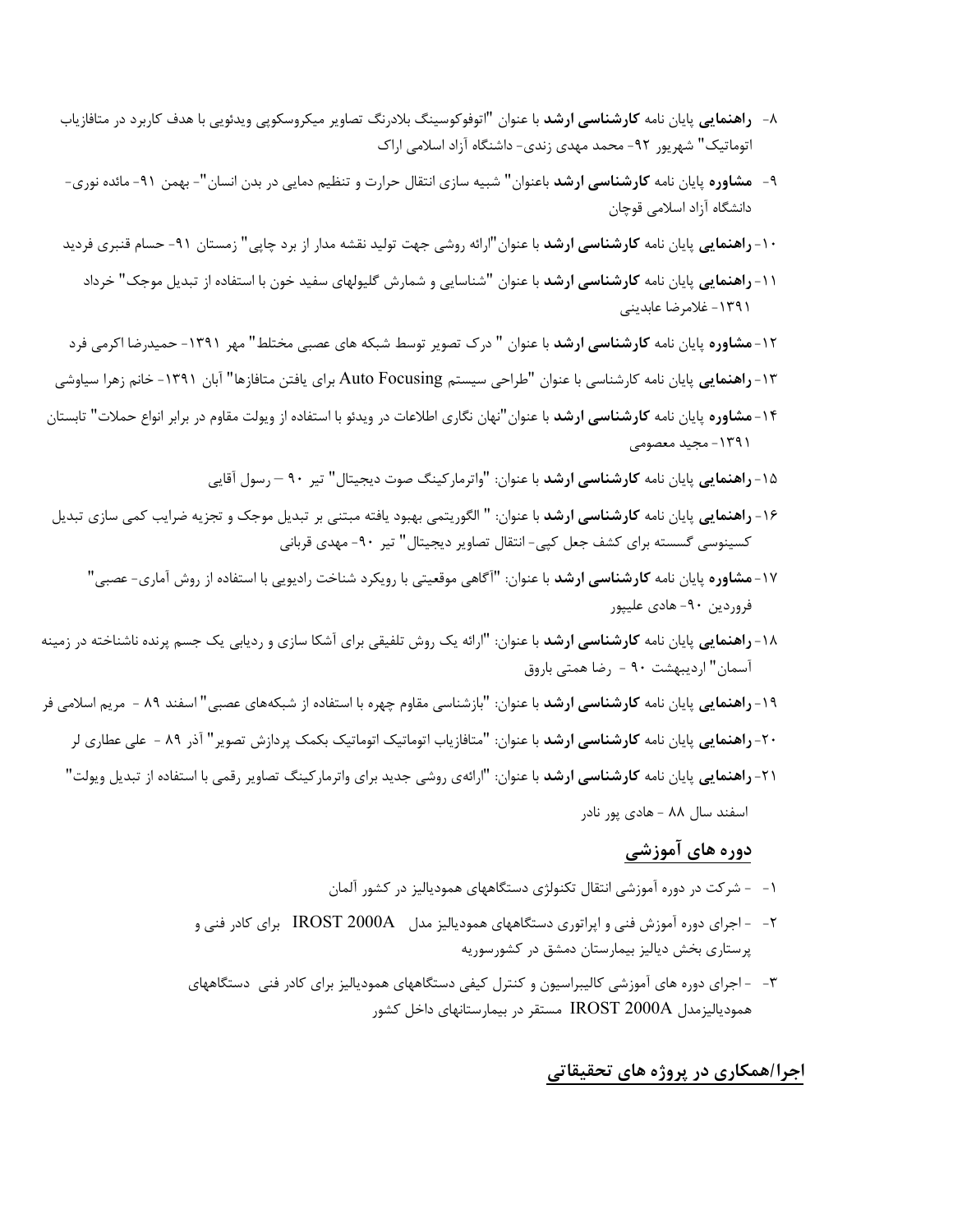۸- **راهنمایی** پایان نامه **کارشناسی ارشد** با عنوان "اتوفوکوسینگ بلادرنگ تصاویر میکروسکوپی ویدئویی با هدف کاربرد در متافازیاب اتوماتیک" شهریور ۹۲- محمد مهدی زندی- داشنگاه آزاد اسلامی اراک

۹- **مشاوره** پایان نامه **کارشناسی ارشد** باعنوان" شبیه سازی انتقال حرارت و تنظیم دمایی در بدن انسان"- بهمن ۹۱- مائده نوری- دانشگاه آزاد اسلامی قوچان

۱۰- **راهنمایی** پایان نامه **کارشناسی ارشد** با عنوان"ارائه روشی جهت تولید نقشه مدار از برد چاپی" زمستان ۹۱- حسام قنبری فردید

۱۱- **راهنمایی** پایان نامه **کارشناسی ارشد** با عنوان "شناسایی و شمارش گلبولهای سفید خون با استفاده از تبدیل موجک" خرداد ۱۳۹۱- غلامرضا عابدینی

۱۲- **مشاوره** پایان نامه **کارشناسی ارشد** با عنوان " درک تصویر توسط شبکه های عصبی مختلط" مهر ۱۳۹۱- حمیدرضا اکرمی فرد

۱۳- **راهنمایی** پایان نامه کارشناسی با عنوان "طراحی سیستم Auto Focusing برای یافتن متافازها" آبان ۱۳۹۱- خانم زهرا سیاوشی

۱۴- **مشاوره** پایان نامه **کارشناسی ارشد** با عنوان"نهان نگاری اطلاعات در ویدئو با استفاده از ویولت مقاوم در برابر انواع حملات" تابستان ۱۳۹۱- مجید معصومی

۱۵- **راهنمایی** پایان نامه **کارشناسی ارشد** با عنوان: "واترمارکینگ صوت دیجیتال" تیر ۹۰ – رسول آقایی

۱۶- **راهنمایی** پایان نامه **کارشناسی ارشد** با عنوان: " الگوریتمی بهبود یافته مبتنی بر تبدیل موجک و تجزیه ضرایب کمی سازی تبدیل کسینوسی گسسته برای کشف جعل کپی- انتقال تصاویر دیجیتال" تیر ۹۰- مهدی قربانی

۱۷- **مشاوره** پایان نامه **کارشناسی ارشد** با عنوان: "آگاهی موقعیتی با رویکرد شناخت رادیویی با استفاده از روش آماری- عصبی" فروردین ۹۰- هادی علیپور

۱۸- **راهنمایی** پایان نامه **کارشناسی ارشد** با عنوان: "ارائه یک روش تلفیقی برای آشکا سازی و ردیابی یک جسم پرنده ناشناخته در زمینه آسمان" اردیبهشت ۹۰ - رضا همتی باروق

۱۹- **راهنمایی** پایان نامه **کارشناسی ارشد** با عنوان: "بازشناسی مقاوم چهره با استفاده از شبکه‌های عصبی" اسفند ۸۹ - مریم اسلامی فر

۲۰- **راهنمایی** پایان نامه **کارشناسی ارشد** با عنوان: "متافازیاب اتوماتیک اتوماتیک بکمک پردازش تصویر" آذر ۸۹ - علی عطاری لر

۲۱- **راهنمایی** پایان نامه **کارشناسی ارشد** با عنوان: "ارائه‌ی روشی جدید برای واترمارکینگ تصاویر رقمی با استفاده از تبدیل ویولت" اسفند سال ۸۸ - هادی پور نادر

## دوره های آموزشی

۱- - شرکت در دوره آموزشی انتقال تکنولژی دستگاههای همودیالیز در کشور آلمان

۲- - اجرای دوره آموزش فنی و اپراتوری دستگاههای همودیالیز مدل IROST 2000A برای کادر فنی و پرستاری بخش دیالیز بیمارستان دمشق در کشورسوریه

۳- - اجرای دوره های آموزشی کالیبراسیون و کنترل کیفی دستگاههای همودیالیز برای کادر فنی دستگاههای همودیالیزمدل IROST 2000A مستقر در بیمارستانهای داخل کشور

## اجرا/همکاری در پروژه های تحقیقاتی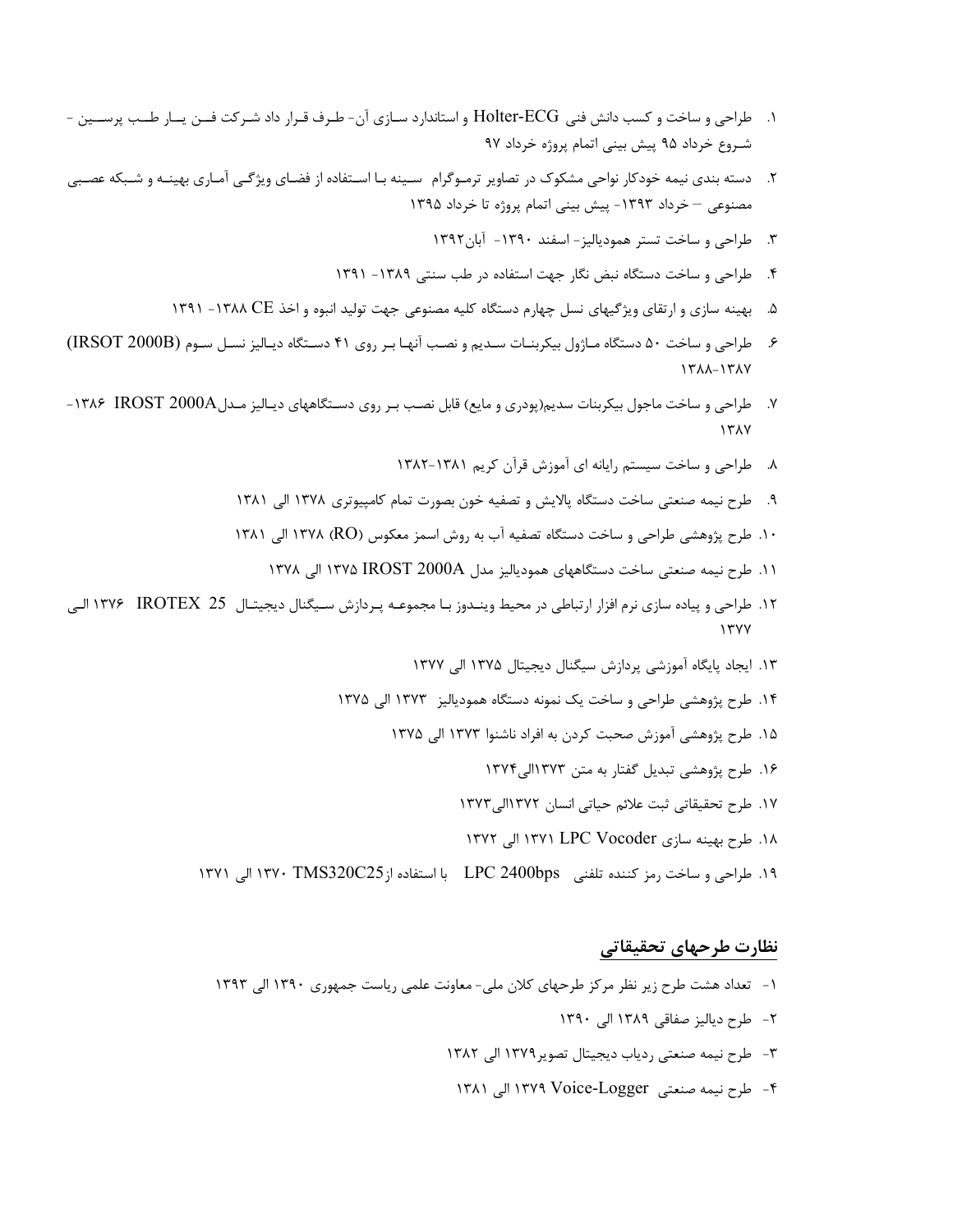۱. طراحی و ساخت و کسب دانش فنی Holter-ECG و استاندارد سازی آن- طرف قرار داد شرکت فن یار طب پرسین - شروع خرداد ۹۵ پیش بینی اتمام پروژه خرداد ۹۷

۲. دسته بندی نیمه خودکار نواحی مشکوک در تصاویر ترموگرام سینه با استفاده از فضای ویژگی آماری بهینه و شبکه عصبی مصنوعی – خرداد ۱۳۹۳- پیش بینی اتمام پروژه تا خرداد ۱۳۹۵

۳. طراحی و ساخت تستر همودیالیز- اسفند ۱۳۹۰- آبان۱۳۹۲

۴. طراحی و ساخت دستگاه نبض نگار جهت استفاده در طب سنتی ۱۳۸۹- ۱۳۹۱

۵. بهینه سازی و ارتقای ویژگیهای نسل چهارم دستگاه کلیه مصنوعی جهت تولید انبوه و اخذ CE ۱۳۸۸- ۱۳۹۱

۶. طراحی و ساخت ۵۰ دستگاه ماژول بیکربنات سدیم و نصب آنها بر روی ۴۱ دستگاه دیالیز نسل سوم (IRSOT 2000B) ۱۳۸۷-۱۳۸۸

۷. طراحی و ساخت ماجول بیکربنات سدیم(پودری و مایع) قابل نصب بر روی دستگاههای دیالیز مدلIROST 2000A ۱۳۸۶-۱۳۸۷

۸. طراحی و ساخت سیستم رایانه ای آموزش قرآن کریم ۱۳۸۱-۱۳۸۲

۹. طرح نیمه صنعتی ساخت دستگاه پالایش و تصفیه خون بصورت تمام کامپیوتری ۱۳۷۸ الی ۱۳۸۱

۱۰. طرح پژوهشی طراحی و ساخت دستگاه تصفیه آب به روش اسمز معکوس (RO) ۱۳۷۸ الی ۱۳۸۱

۱۱. طرح نیمه صنعتی ساخت دستگاههای همودیالیز مدل IROST 2000A ۱۳۷۵ الی ۱۳۷۸

۱۲. طراحی و پیاده سازی نرم افزار ارتباطی در محیط ویندوز با مجموعه پردازش سیگنال دیجیتال IROTEX 25 ۱۳۷۶ الی ۱۳۷۷

۱۳. ایجاد پایگاه آموزشی پردازش سیگنال دیجیتال ۱۳۷۵ الی ۱۳۷۷

۱۴. طرح پژوهشی طراحی و ساخت یک نمونه دستگاه همودیالیز ۱۳۷۳ الی ۱۳۷۵

۱۵. طرح پژوهشی آموزش صحبت کردن به افراد ناشنوا ۱۳۷۳ الی ۱۳۷۵

۱۶. طرح پژوهشی تبدیل گفتار به متن ۱۳۷۳الی۱۳۷۴

۱۷. طرح تحقیقاتی ثبت علائم حیاتی انسان ۱۳۷۲الی۱۳۷۳

۱۸. طرح بهینه سازی LPC Vocoder ۱۳۷۱ الی ۱۳۷۲

۱۹. طراحی و ساخت رمز کننده تلفنی LPC 2400bps با استفاده ازTMS320C25 ۱۳۷۰ الی ۱۳۷۱

## نظارت طرحهای تحقیقاتی

۱- تعداد هشت طرح زیر نظر مرکز طرحهای کلان ملی- معاونت علمی ریاست جمهوری ۱۳۹۰ الی ۱۳۹۳

۲- طرح دیالیز صفاقی ۱۳۸۹ الی ۱۳۹۰

۳- طرح نیمه صنعتی ردیاب دیجیتال تصویر۱۳۷۹ الی ۱۳۸۲

۴- طرح نیمه صنعتی Voice-Logger ۱۳۷۹ الی ۱۳۸۱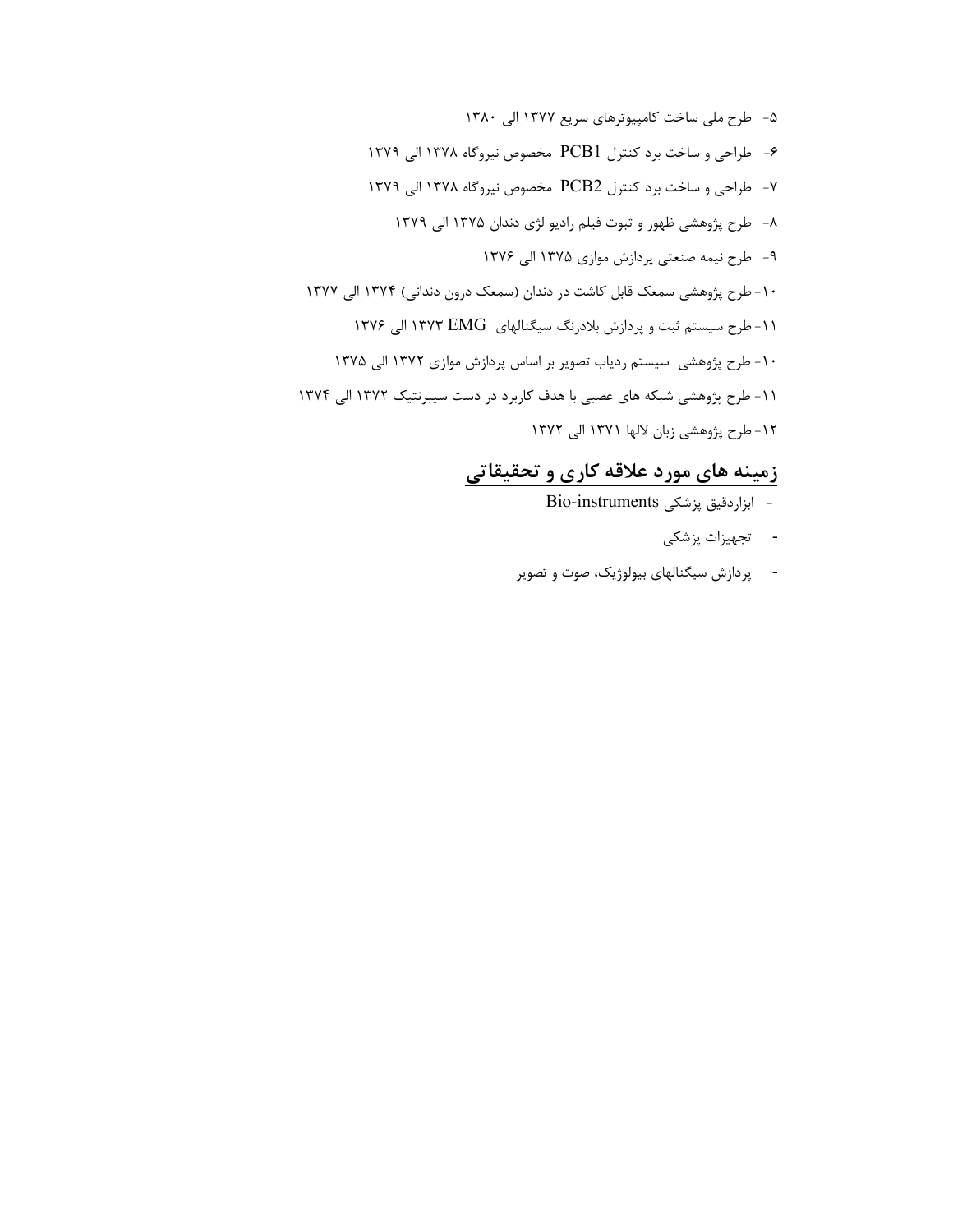۵- طرح ملی ساخت کامپیوترهای سریع ۱۳۷۷ الی ۱۳۸۰

۶- طراحی و ساخت برد کنترل PCB1 مخصوص نیروگاه ۱۳۷۸ الی ۱۳۷۹

۷- طراحی و ساخت برد کنترل PCB2 مخصوص نیروگاه ۱۳۷۸ الی ۱۳۷۹

۸- طرح پژوهشی ظهور و ثبوت فیلم رادیو لژی دندان ۱۳۷۵ الی ۱۳۷۹

۹- طرح نیمه صنعتی پردازش موازی ۱۳۷۵ الی ۱۳۷۶

۱۰- طرح پژوهشی سمعک قابل کاشت در دندان (سمعک درون دندانی) ۱۳۷۴ الی ۱۳۷۷

۱۱- طرح سیستم ثبت و پردازش بلادرنگ سیگنالهای EMG ۱۳۷۳ الی ۱۳۷۶

۱۰- طرح پژوهشی سیستم ردیاب تصویر بر اساس پردازش موازی ۱۳۷۲ الی ۱۳۷۵

۱۱- طرح پژوهشی شبکه های عصبی با هدف کاربرد در دست سیبرنتیک ۱۳۷۲ الی ۱۳۷۴

۱۲- طرح پژوهشی زبان لالها ۱۳۷۱ الی ۱۳۷۲

## زمینه های مورد علاقه کاری و تحقیقاتی

- ابزاردقیق پزشکی Bio-instruments
- تجهیزات پزشکی
- پردازش سیگنالهای بیولوژیک، صوت و تصویر